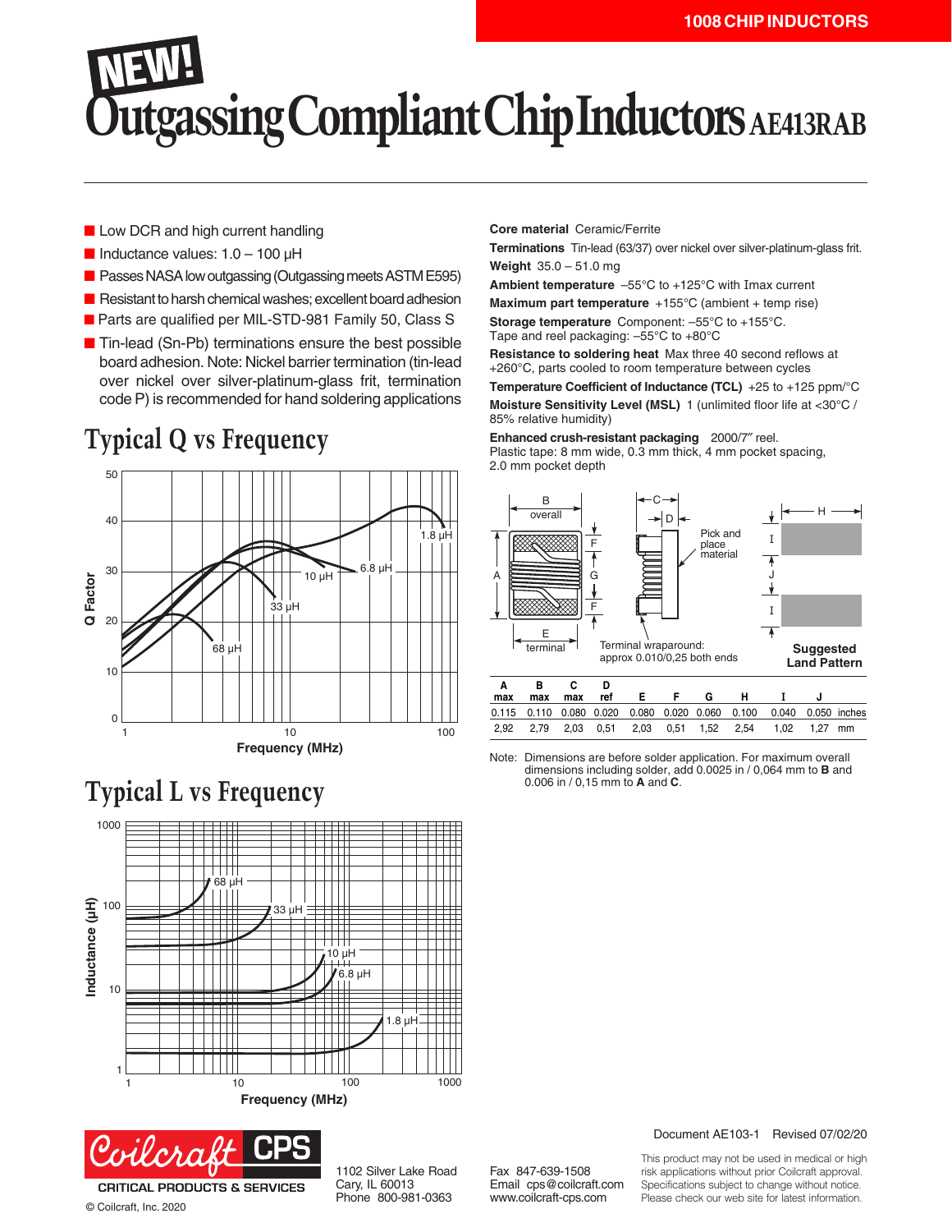# NEW! Outgassing Compliant Chip Inductors AE413RAB

- Low DCR and high current handling
- Inductance values: 1.0 – 100 µH
- Passes NASA low outgassing (Outgassing meets ASTM E595)
- Resistant to harsh chemical washes; excellent board adhesion
- Parts are qualified per MIL-STD-981 Family 50, Class S
- Tin-lead (Sn-Pb) terminations ensure the best possible board adhesion. Note: Nickel barrier termination (tin-lead over nickel over silver-platinum-glass frit, termination code P) is recommended for hand soldering applications

## Typical Q vs Frequency

## Typical L vs Frequency

**Core material** Ceramic/Ferrite

**Terminations** Tin-lead (63/37) over nickel over silver-platinum-glass frit.

**Weight** 35.0 – 51.0 mg

**Ambient temperature** –55°C to +125°C with Imax current

**Maximum part temperature** +155°C (ambient + temp rise)

**Storage temperature** Component: –55°C to +155°C. Tape and reel packaging: –55°C to +80°C

**Resistance to soldering heat** Max three 40 second reflows at +260°C, parts cooled to room temperature between cycles

**Temperature Coefficient of Inductance (TCL)** +25 to +125 ppm/°C

**Moisture Sensitivity Level (MSL)** 1 (unlimited floor life at <30°C / 85% relative humidity)

**Enhanced crush-resistant packaging** 2000/7″ reel. Plastic tape: 8 mm wide, 0.3 mm thick, 4 mm pocket spacing, 2.0 mm pocket depth

| A max | B max | C max | D ref | E | F | G | H | I | J | |
|---|---|---|---|---|---|---|---|---|---|---|
| 0.115 | 0.110 | 0.080 | 0.020 | 0.080 | 0.020 | 0.060 | 0.100 | 0.040 | 0.050 | inches |
| 2,92 | 2,79 | 2,03 | 0,51 | 2,03 | 0,51 | 1,52 | 2,54 | 1,02 | 1,27 | mm |

Note: Dimensions are before solder application. For maximum overall dimensions including solder, add 0.0025 in / 0,064 mm to **B** and 0.006 in / 0,15 mm to **A** and **C**.

Document AE103-1 Revised 07/02/20

Coilcraft CPS CRITICAL PRODUCTS & SERVICES

© Coilcraft, Inc. 2020

1102 Silver Lake Road
Cary, IL 60013
Phone 800-981-0363

Fax 847-639-1508
Email cps@coilcraft.com
www.coilcraft-cps.com

This product may not be used in medical or high risk applications without prior Coilcraft approval. Specifications subject to change without notice. Please check our web site for latest information.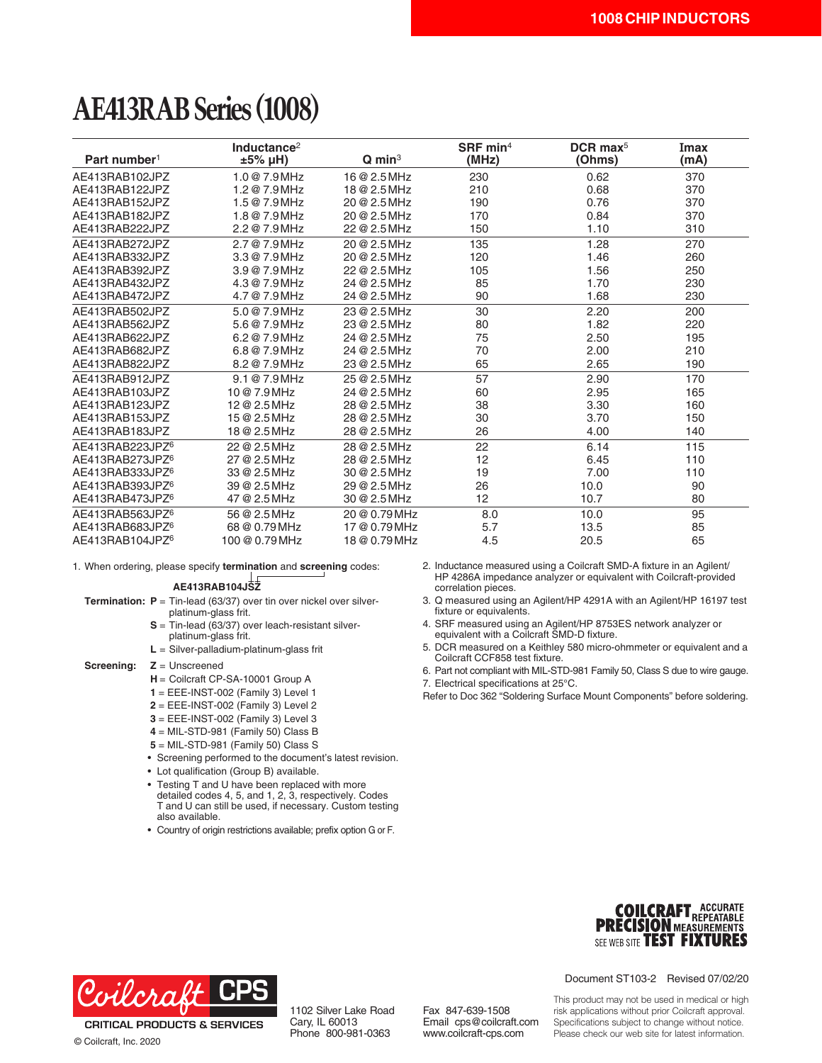# AE413RAB Series (1008)

| Part number[1] | Inductance[2] ±5% µH) | Q min[3] | SRF min[4] (MHz) | DCR max[5] (Ohms) | Imax (mA) |
|---|---|---|---|---|---|
| AE413RAB102JPZ | 1.0 @ 7.9 MHz | 16 @ 2.5 MHz | 230 | 0.62 | 370 |
| AE413RAB122JPZ | 1.2 @ 7.9 MHz | 18 @ 2.5 MHz | 210 | 0.68 | 370 |
| AE413RAB152JPZ | 1.5 @ 7.9 MHz | 20 @ 2.5 MHz | 190 | 0.76 | 370 |
| AE413RAB182JPZ | 1.8 @ 7.9 MHz | 20 @ 2.5 MHz | 170 | 0.84 | 370 |
| AE413RAB222JPZ | 2.2 @ 7.9 MHz | 22 @ 2.5 MHz | 150 | 1.10 | 310 |
| AE413RAB272JPZ | 2.7 @ 7.9 MHz | 20 @ 2.5 MHz | 135 | 1.28 | 270 |
| AE413RAB332JPZ | 3.3 @ 7.9 MHz | 20 @ 2.5 MHz | 120 | 1.46 | 260 |
| AE413RAB392JPZ | 3.9 @ 7.9 MHz | 22 @ 2.5 MHz | 105 | 1.56 | 250 |
| AE413RAB432JPZ | 4.3 @ 7.9 MHz | 24 @ 2.5 MHz | 85 | 1.70 | 230 |
| AE413RAB472JPZ | 4.7 @ 7.9 MHz | 24 @ 2.5 MHz | 90 | 1.68 | 230 |
| AE413RAB502JPZ | 5.0 @ 7.9 MHz | 23 @ 2.5 MHz | 30 | 2.20 | 200 |
| AE413RAB562JPZ | 5.6 @ 7.9 MHz | 23 @ 2.5 MHz | 80 | 1.82 | 220 |
| AE413RAB622JPZ | 6.2 @ 7.9 MHz | 24 @ 2.5 MHz | 75 | 2.50 | 195 |
| AE413RAB682JPZ | 6.8 @ 7.9 MHz | 24 @ 2.5 MHz | 70 | 2.00 | 210 |
| AE413RAB822JPZ | 8.2 @ 7.9 MHz | 23 @ 2.5 MHz | 65 | 2.65 | 190 |
| AE413RAB912JPZ | 9.1 @ 7.9 MHz | 25 @ 2.5 MHz | 57 | 2.90 | 170 |
| AE413RAB103JPZ | 10 @ 7.9 MHz | 24 @ 2.5 MHz | 60 | 2.95 | 165 |
| AE413RAB123JPZ | 12 @ 2.5 MHz | 28 @ 2.5 MHz | 38 | 3.30 | 160 |
| AE413RAB153JPZ | 15 @ 2.5 MHz | 28 @ 2.5 MHz | 30 | 3.70 | 150 |
| AE413RAB183JPZ | 18 @ 2.5 MHz | 28 @ 2.5 MHz | 26 | 4.00 | 140 |
| AE413RAB223JPZ[6] | 22 @ 2.5 MHz | 28 @ 2.5 MHz | 22 | 6.14 | 115 |
| AE413RAB273JPZ[6] | 27 @ 2.5 MHz | 28 @ 2.5 MHz | 12 | 6.45 | 110 |
| AE413RAB333JPZ[6] | 33 @ 2.5 MHz | 30 @ 2.5 MHz | 19 | 7.00 | 110 |
| AE413RAB393JPZ[6] | 39 @ 2.5 MHz | 29 @ 2.5 MHz | 26 | 10.0 | 90 |
| AE413RAB473JPZ[6] | 47 @ 2.5 MHz | 30 @ 2.5 MHz | 12 | 10.7 | 80 |
| AE413RAB563JPZ[6] | 56 @ 2.5 MHz | 20 @ 0.79 MHz | 8.0 | 10.0 | 95 |
| AE413RAB683JPZ[6] | 68 @ 0.79 MHz | 17 @ 0.79 MHz | 5.7 | 13.5 | 85 |
| AE413RAB104JPZ[6] | 100 @ 0.79 MHz | 18 @ 0.79 MHz | 4.5 | 20.5 | 65 |

1. When ordering, please specify **termination** and **screening** codes:

   **AE413RAB104JSZ**

   **Termination:** **P** = Tin-lead (63/37) over tin over nickel over silver-platinum-glass frit.
   **S** = Tin-lead (63/37) over leach-resistant silver-platinum-glass frit.
   **L** = Silver-palladium-platinum-glass frit

   **Screening:** **Z** = Unscreened
   **H** = Coilcraft CP-SA-10001 Group A
   **1** = EEE-INST-002 (Family 3) Level 1
   **2** = EEE-INST-002 (Family 3) Level 2
   **3** = EEE-INST-002 (Family 3) Level 3
   **4** = MIL-STD-981 (Family 50) Class B
   **5** = MIL-STD-981 (Family 50) Class S

   - Screening performed to the document's latest revision.
   - Lot qualification (Group B) available.
   - Testing T and U have been replaced with more detailed codes 4, 5, and 1, 2, 3, respectively. Codes T and U can still be used, if necessary. Custom testing also available.
   - Country of origin restrictions available; prefix option G or F.

2. Inductance measured using a Coilcraft SMD-A fixture in an Agilent/HP 4286A impedance analyzer or equivalent with Coilcraft-provided correlation pieces.
3. Q measured using an Agilent/HP 4291A with an Agilent/HP 16197 test fixture or equivalents.
4. SRF measured using an Agilent/HP 8753ES network analyzer or equivalent with a Coilcraft SMD-D fixture.
5. DCR measured on a Keithley 580 micro-ohmmeter or equivalent and a Coilcraft CCF858 test fixture.
6. Part not compliant with MIL-STD-981 Family 50, Class S due to wire gauge.
7. Electrical specifications at 25°C.

Refer to Doc 362 "Soldering Surface Mount Components" before soldering.

COILCRAFT PRECISION TEST FIXTURES — ACCURATE REPEATABLE MEASUREMENTS — SEE WEB SITE

Document ST103-2 Revised 07/02/20

Coilcraft CPS — CRITICAL PRODUCTS & SERVICES

© Coilcraft, Inc. 2020

1102 Silver Lake Road
Cary, IL 60013
Phone 800-981-0363

Fax 847-639-1508
Email cps@coilcraft.com
www.coilcraft-cps.com

This product may not be used in medical or high risk applications without prior Coilcraft approval. Specifications subject to change without notice. Please check our web site for latest information.